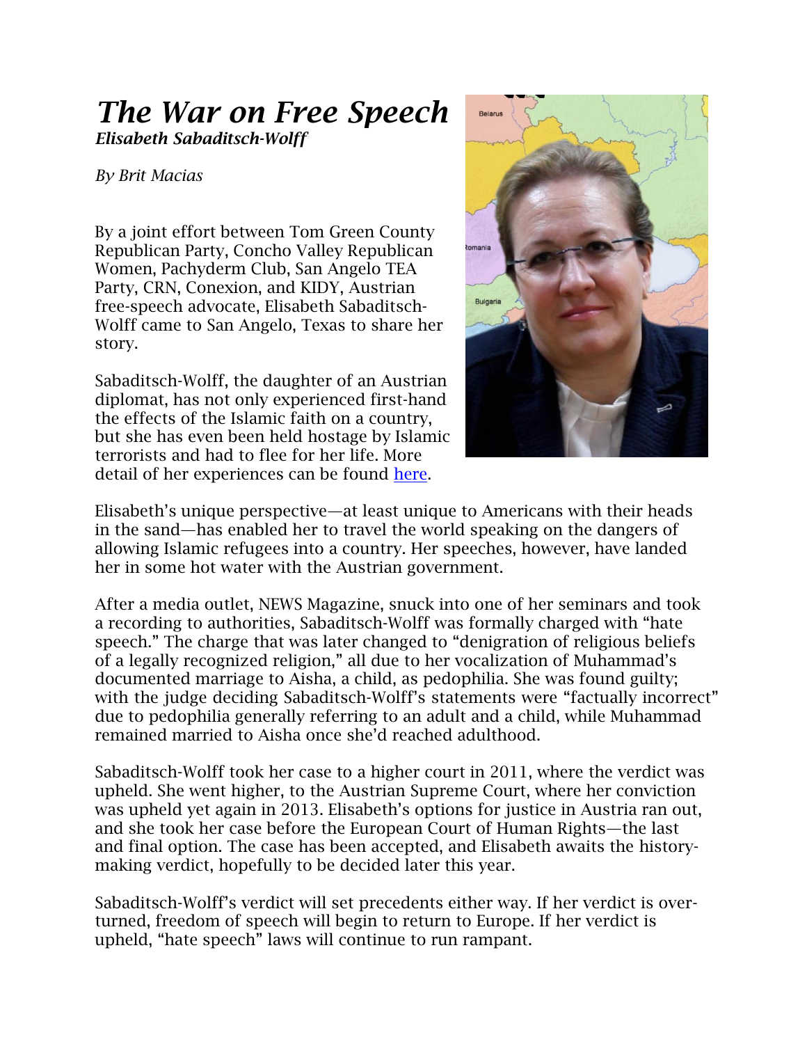# *The War on Free Speech*

***Elisabeth Sabaditsch-Wolff***

*By Brit Macias*

By a joint effort between Tom Green County Republican Party, Concho Valley Republican Women, Pachyderm Club, San Angelo TEA Party, CRN, Conexion, and KIDY, Austrian free-speech advocate, Elisabeth Sabaditsch-Wolff came to San Angelo, Texas to share her story.

Sabaditsch-Wolff, the daughter of an Austrian diplomat, has not only experienced first-hand the effects of the Islamic faith on a country, but she has even been held hostage by Islamic terrorists and had to flee for her life. More detail of her experiences can be found here.

Elisabeth's unique perspective—at least unique to Americans with their heads in the sand—has enabled her to travel the world speaking on the dangers of allowing Islamic refugees into a country. Her speeches, however, have landed her in some hot water with the Austrian government.

After a media outlet, NEWS Magazine, snuck into one of her seminars and took a recording to authorities, Sabaditsch-Wolff was formally charged with "hate speech." The charge that was later changed to "denigration of religious beliefs of a legally recognized religion," all due to her vocalization of Muhammad's documented marriage to Aisha, a child, as pedophilia. She was found guilty; with the judge deciding Sabaditsch-Wolff's statements were "factually incorrect" due to pedophilia generally referring to an adult and a child, while Muhammad remained married to Aisha once she'd reached adulthood.

Sabaditsch-Wolff took her case to a higher court in 2011, where the verdict was upheld. She went higher, to the Austrian Supreme Court, where her conviction was upheld yet again in 2013. Elisabeth's options for justice in Austria ran out, and she took her case before the European Court of Human Rights—the last and final option. The case has been accepted, and Elisabeth awaits the history-making verdict, hopefully to be decided later this year.

Sabaditsch-Wolff's verdict will set precedents either way. If her verdict is over-turned, freedom of speech will begin to return to Europe. If her verdict is upheld, "hate speech" laws will continue to run rampant.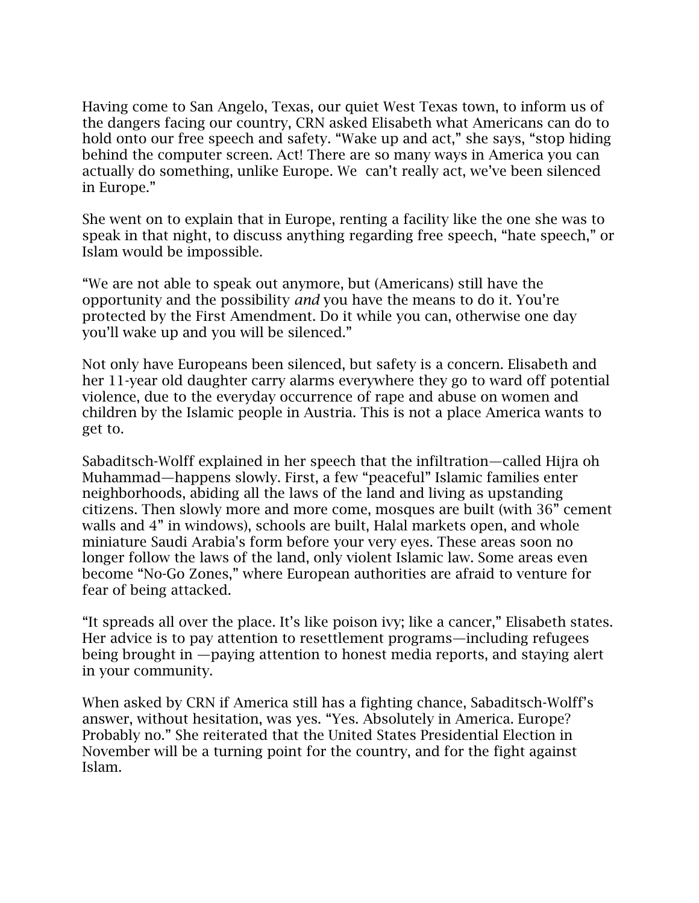Having come to San Angelo, Texas, our quiet West Texas town, to inform us of the dangers facing our country, CRN asked Elisabeth what Americans can do to hold onto our free speech and safety. "Wake up and act," she says, "stop hiding behind the computer screen. Act! There are so many ways in America you can actually do something, unlike Europe. We  can't really act, we've been silenced in Europe."

She went on to explain that in Europe, renting a facility like the one she was to speak in that night, to discuss anything regarding free speech, "hate speech," or Islam would be impossible.

"We are not able to speak out anymore, but (Americans) still have the opportunity and the possibility *and* you have the means to do it. You're protected by the First Amendment. Do it while you can, otherwise one day you'll wake up and you will be silenced."

Not only have Europeans been silenced, but safety is a concern. Elisabeth and her 11-year old daughter carry alarms everywhere they go to ward off potential violence, due to the everyday occurrence of rape and abuse on women and children by the Islamic people in Austria. This is not a place America wants to get to.

Sabaditsch-Wolff explained in her speech that the infiltration—called Hijra oh Muhammad—happens slowly. First, a few "peaceful" Islamic families enter neighborhoods, abiding all the laws of the land and living as upstanding citizens. Then slowly more and more come, mosques are built (with 36" cement walls and 4" in windows), schools are built, Halal markets open, and whole miniature Saudi Arabia's form before your very eyes. These areas soon no longer follow the laws of the land, only violent Islamic law. Some areas even become "No-Go Zones," where European authorities are afraid to venture for fear of being attacked.

"It spreads all over the place. It's like poison ivy; like a cancer," Elisabeth states. Her advice is to pay attention to resettlement programs—including refugees being brought in —paying attention to honest media reports, and staying alert in your community.

When asked by CRN if America still has a fighting chance, Sabaditsch-Wolff's answer, without hesitation, was yes. "Yes. Absolutely in America. Europe? Probably no." She reiterated that the United States Presidential Election in November will be a turning point for the country, and for the fight against Islam.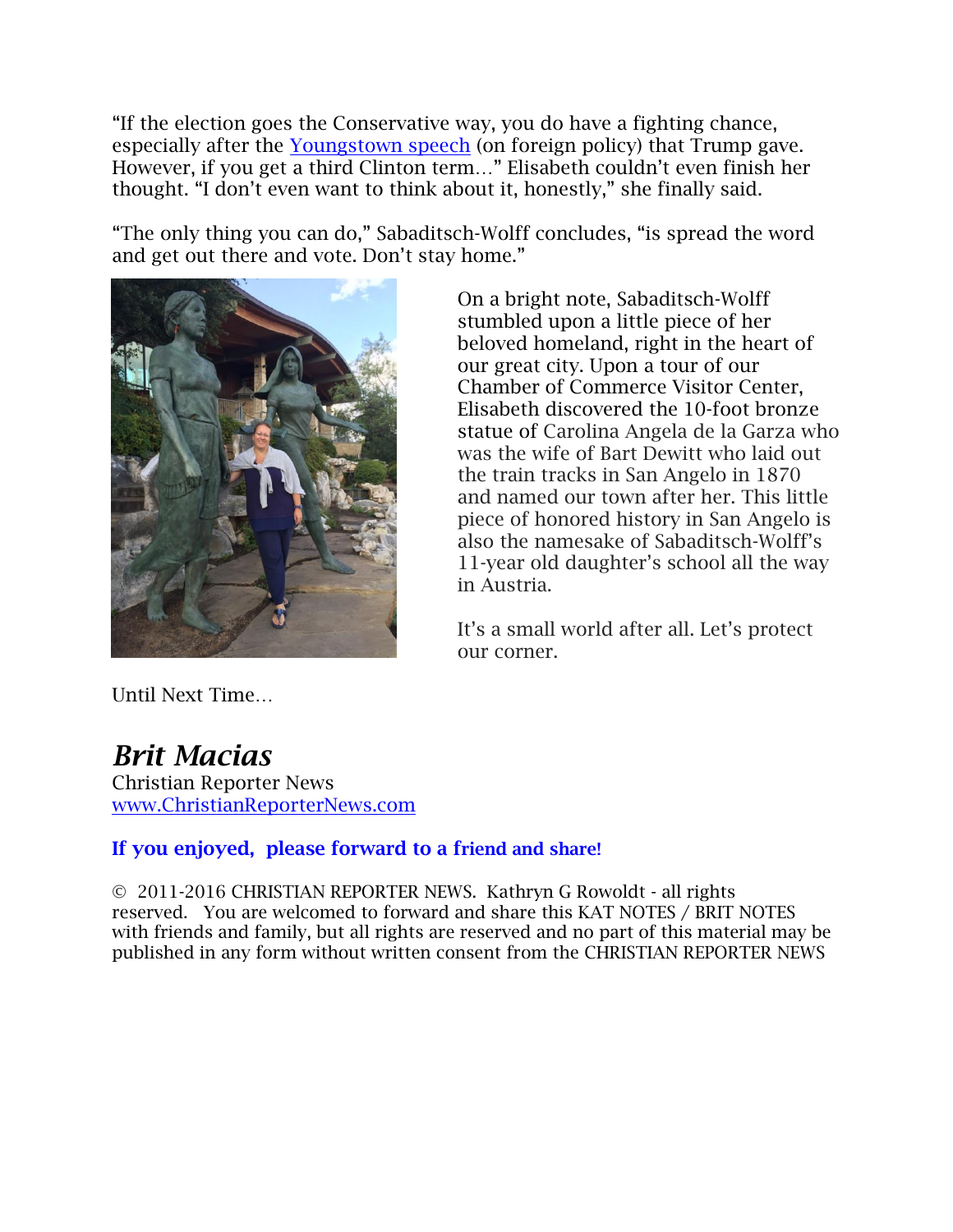"If the election goes the Conservative way, you do have a fighting chance, especially after the [Youngstown speech] (on foreign policy) that Trump gave. However, if you get a third Clinton term…" Elisabeth couldn't even finish her thought. "I don't even want to think about it, honestly," she finally said.

"The only thing you can do," Sabaditsch-Wolff concludes, "is spread the word and get out there and vote. Don't stay home."

On a bright note, Sabaditsch-Wolff stumbled upon a little piece of her beloved homeland, right in the heart of our great city. Upon a tour of our Chamber of Commerce Visitor Center, Elisabeth discovered the 10-foot bronze statue of Carolina Angela de la Garza who was the wife of Bart Dewitt who laid out the train tracks in San Angelo in 1870 and named our town after her. This little piece of honored history in San Angelo is also the namesake of Sabaditsch-Wolff's 11-year old daughter's school all the way in Austria.

It's a small world after all. Let's protect our corner.

Until Next Time…

## *Brit Macias*

Christian Reporter News
www.ChristianReporterNews.com

**If you enjoyed, please forward to a friend and share!**

© 2011-2016 CHRISTIAN REPORTER NEWS. Kathryn G Rowoldt - all rights reserved. You are welcomed to forward and share this KAT NOTES / BRIT NOTES with friends and family, but all rights are reserved and no part of this material may be published in any form without written consent from the CHRISTIAN REPORTER NEWS